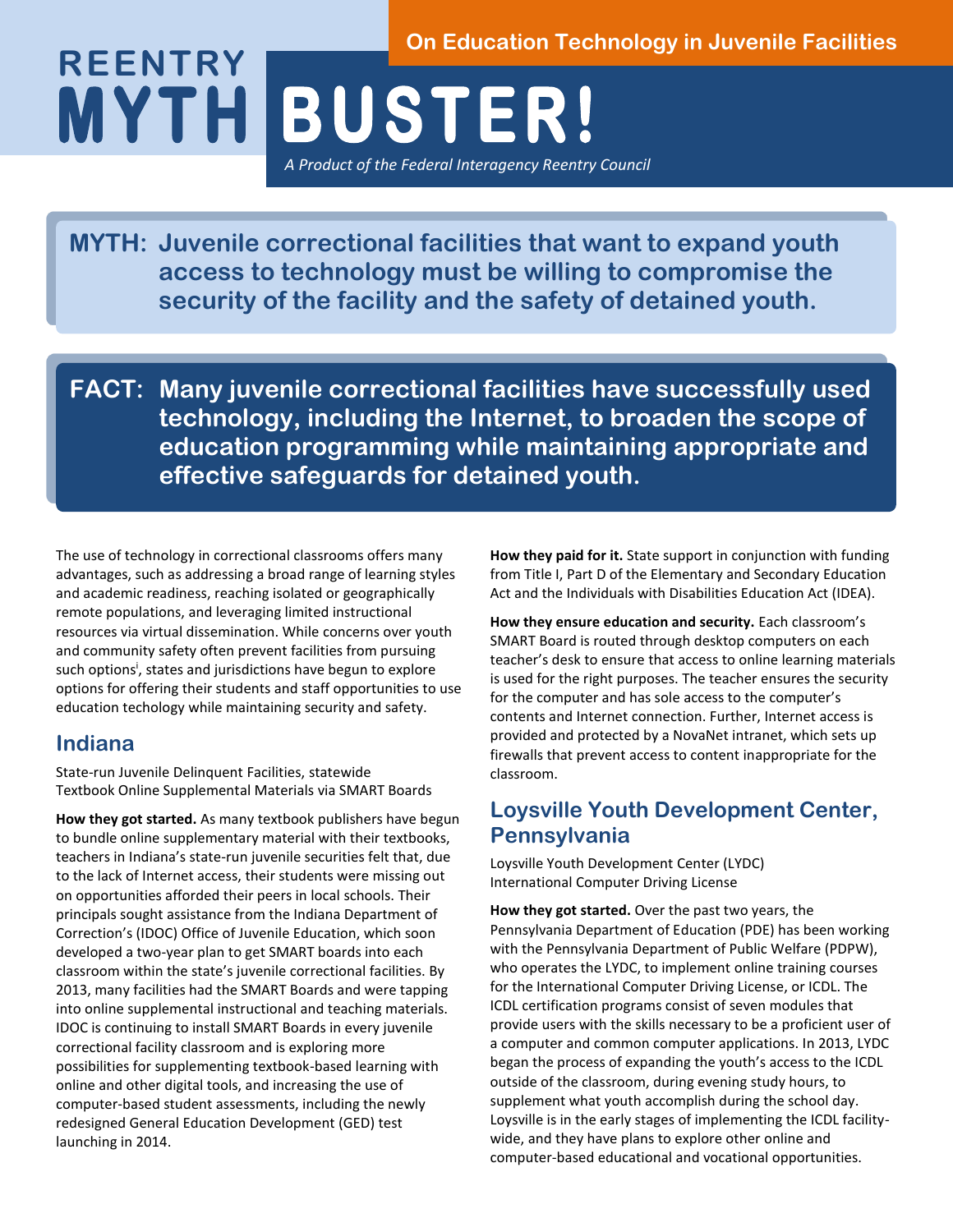On Education Technology in Juvenile Facilities

# REENTRY MYTH BUSTER!

*A Product of the Federal Interagency Reentry Council*

**MYTH: Juvenile correctional facilities that want to expand youth access to technology must be willing to compromise the security of the facility and the safety of detained youth.**

**FACT: Many juvenile correctional facilities have successfully used technology, including the Internet, to broaden the scope of education programming while maintaining appropriate and effective safeguards for detained youth.**

The use of technology in correctional classrooms offers many advantages, such as addressing a broad range of learning styles and academic readiness, reaching isolated or geographically remote populations, and leveraging limited instructional resources via virtual dissemination. While concerns over youth and community safety often prevent facilities from pursuing such options[i], states and jurisdictions have begun to explore options for offering their students and staff opportunities to use education techology while maintaining security and safety.

## Indiana

State-run Juvenile Delinquent Facilities, statewide
Textbook Online Supplemental Materials via SMART Boards

**How they got started.** As many textbook publishers have begun to bundle online supplementary material with their textbooks, teachers in Indiana's state-run juvenile securities felt that, due to the lack of Internet access, their students were missing out on opportunities afforded their peers in local schools. Their principals sought assistance from the Indiana Department of Correction's (IDOC) Office of Juvenile Education, which soon developed a two-year plan to get SMART boards into each classroom within the state's juvenile correctional facilities. By 2013, many facilities had the SMART Boards and were tapping into online supplemental instructional and teaching materials. IDOC is continuing to install SMART Boards in every juvenile correctional facility classroom and is exploring more possibilities for supplementing textbook-based learning with online and other digital tools, and increasing the use of computer-based student assessments, including the newly redesigned General Education Development (GED) test launching in 2014.

**How they paid for it.** State support in conjunction with funding from Title I, Part D of the Elementary and Secondary Education Act and the Individuals with Disabilities Education Act (IDEA).

**How they ensure education and security.** Each classroom's SMART Board is routed through desktop computers on each teacher's desk to ensure that access to online learning materials is used for the right purposes. The teacher ensures the security for the computer and has sole access to the computer's contents and Internet connection. Further, Internet access is provided and protected by a NovaNet intranet, which sets up firewalls that prevent access to content inappropriate for the classroom.

## Loysville Youth Development Center, Pennsylvania

Loysville Youth Development Center (LYDC)
International Computer Driving License

**How they got started.** Over the past two years, the Pennsylvania Department of Education (PDE) has been working with the Pennsylvania Department of Public Welfare (PDPW), who operates the LYDC, to implement online training courses for the International Computer Driving License, or ICDL. The ICDL certification programs consist of seven modules that provide users with the skills necessary to be a proficient user of a computer and common computer applications. In 2013, LYDC began the process of expanding the youth's access to the ICDL outside of the classroom, during evening study hours, to supplement what youth accomplish during the school day. Loysville is in the early stages of implementing the ICDL facility-wide, and they have plans to explore other online and computer-based educational and vocational opportunities.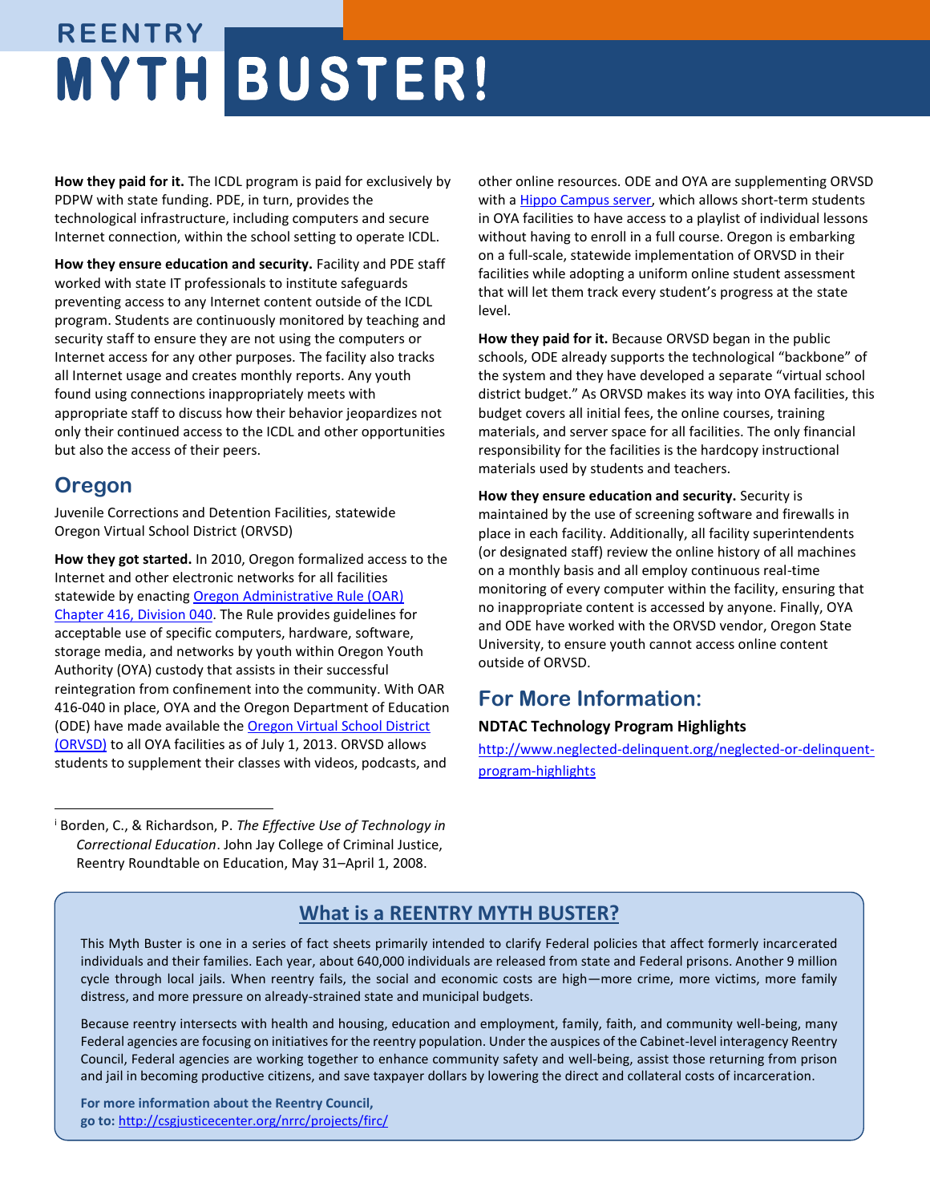# REENTRY MYTH BUSTER!

**How they paid for it.** The ICDL program is paid for exclusively by PDPW with state funding. PDE, in turn, provides the technological infrastructure, including computers and secure Internet connection, within the school setting to operate ICDL.

**How they ensure education and security.** Facility and PDE staff worked with state IT professionals to institute safeguards preventing access to any Internet content outside of the ICDL program. Students are continuously monitored by teaching and security staff to ensure they are not using the computers or Internet access for any other purposes. The facility also tracks all Internet usage and creates monthly reports. Any youth found using connections inappropriately meets with appropriate staff to discuss how their behavior jeopardizes not only their continued access to the ICDL and other opportunities but also the access of their peers.

## Oregon

Juvenile Corrections and Detention Facilities, statewide
Oregon Virtual School District (ORVSD)

**How they got started.** In 2010, Oregon formalized access to the Internet and other electronic networks for all facilities statewide by enacting Oregon Administrative Rule (OAR) Chapter 416, Division 040. The Rule provides guidelines for acceptable use of specific computers, hardware, software, storage media, and networks by youth within Oregon Youth Authority (OYA) custody that assists in their successful reintegration from confinement into the community. With OAR 416-040 in place, OYA and the Oregon Department of Education (ODE) have made available the Oregon Virtual School District (ORVSD) to all OYA facilities as of July 1, 2013. ORVSD allows students to supplement their classes with videos, podcasts, and other online resources. ODE and OYA are supplementing ORVSD with a Hippo Campus server, which allows short-term students in OYA facilities to have access to a playlist of individual lessons without having to enroll in a full course. Oregon is embarking on a full-scale, statewide implementation of ORVSD in their facilities while adopting a uniform online student assessment that will let them track every student's progress at the state level.

**How they paid for it.** Because ORVSD began in the public schools, ODE already supports the technological "backbone" of the system and they have developed a separate "virtual school district budget." As ORVSD makes its way into OYA facilities, this budget covers all initial fees, the online courses, training materials, and server space for all facilities. The only financial responsibility for the facilities is the hardcopy instructional materials used by students and teachers.

**How they ensure education and security.** Security is maintained by the use of screening software and firewalls in place in each facility. Additionally, all facility superintendents (or designated staff) review the online history of all machines on a monthly basis and all employ continuous real-time monitoring of every computer within the facility, ensuring that no inappropriate content is accessed by anyone. Finally, OYA and ODE have worked with the ORVSD vendor, Oregon State University, to ensure youth cannot access online content outside of ORVSD.

## For More Information:

**NDTAC Technology Program Highlights**

http://www.neglected-delinquent.org/neglected-or-delinquent-program-highlights

---

[i] Borden, C., & Richardson, P. *The Effective Use of Technology in Correctional Education*. John Jay College of Criminal Justice, Reentry Roundtable on Education, May 31–April 1, 2008.

---

## What is a REENTRY MYTH BUSTER?

This Myth Buster is one in a series of fact sheets primarily intended to clarify Federal policies that affect formerly incarcerated individuals and their families. Each year, about 640,000 individuals are released from state and Federal prisons. Another 9 million cycle through local jails. When reentry fails, the social and economic costs are high—more crime, more victims, more family distress, and more pressure on already-strained state and municipal budgets.

Because reentry intersects with health and housing, education and employment, family, faith, and community well-being, many Federal agencies are focusing on initiatives for the reentry population. Under the auspices of the Cabinet-level interagency Reentry Council, Federal agencies are working together to enhance community safety and well-being, assist those returning from prison and jail in becoming productive citizens, and save taxpayer dollars by lowering the direct and collateral costs of incarceration.

**For more information about the Reentry Council, go to:** http://csgjusticecenter.org/nrrc/projects/firc/